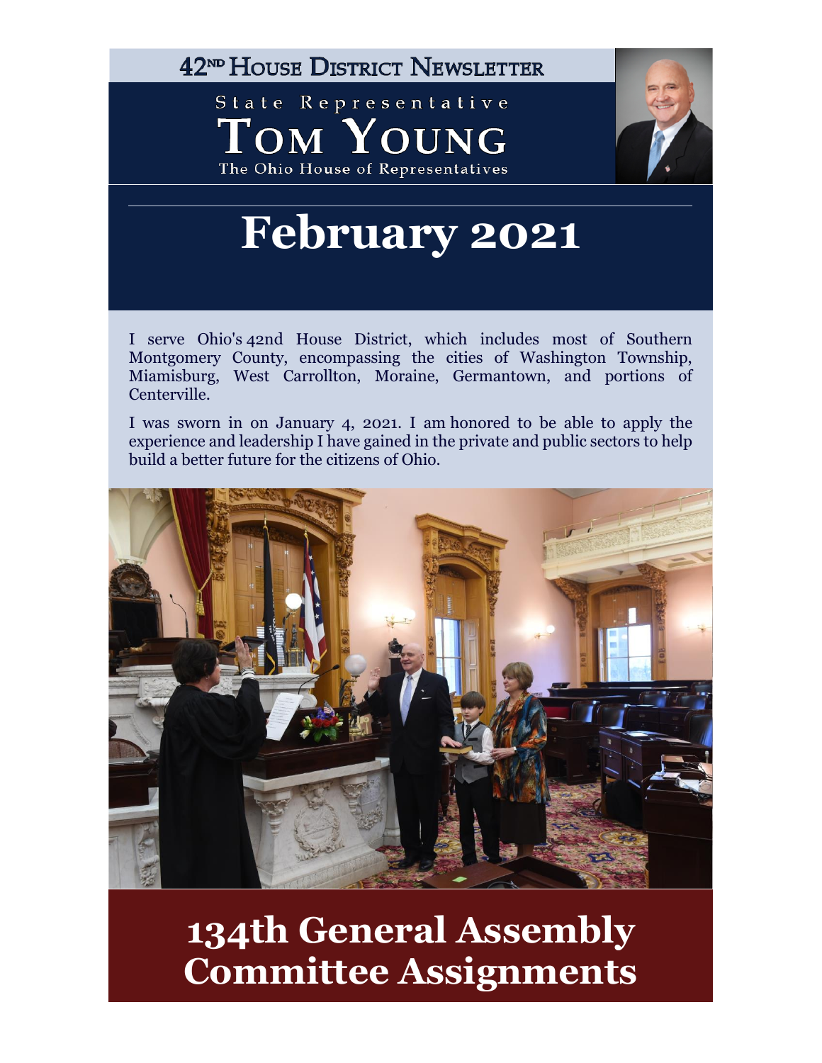# 42ND House District Newsletter

State Representative

# Tom Young

The Ohio House of Representatives

# February 2021

I serve Ohio's 42nd House District, which includes most of Southern Montgomery County, encompassing the cities of Washington Township, Miamisburg, West Carrollton, Moraine, Germantown, and portions of Centerville.

I was sworn in on January 4, 2021. I am honored to be able to apply the experience and leadership I have gained in the private and public sectors to help build a better future for the citizens of Ohio.

# 134th General Assembly Committee Assignments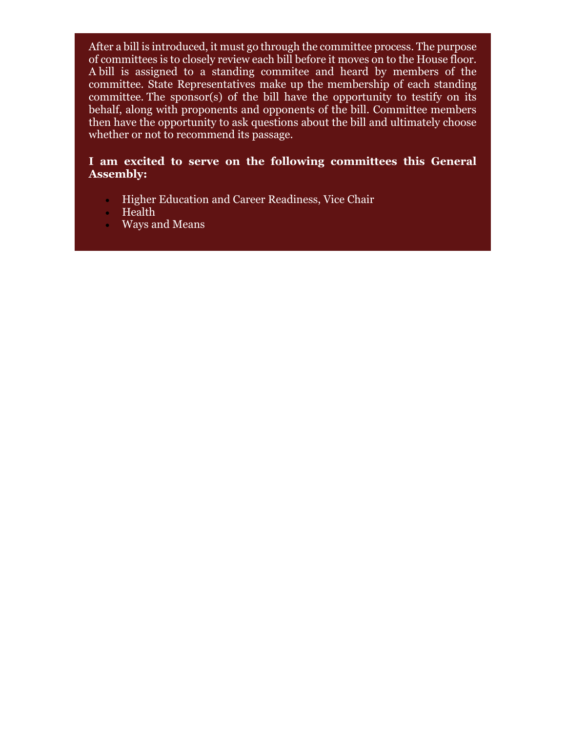After a bill is introduced, it must go through the committee process. The purpose of committees is to closely review each bill before it moves on to the House floor. A bill is assigned to a standing commitee and heard by members of the committee. State Representatives make up the membership of each standing committee. The sponsor(s) of the bill have the opportunity to testify on its behalf, along with proponents and opponents of the bill. Committee members then have the opportunity to ask questions about the bill and ultimately choose whether or not to recommend its passage.

**I am excited to serve on the following committees this General Assembly:**

- Higher Education and Career Readiness, Vice Chair
- Health
- Ways and Means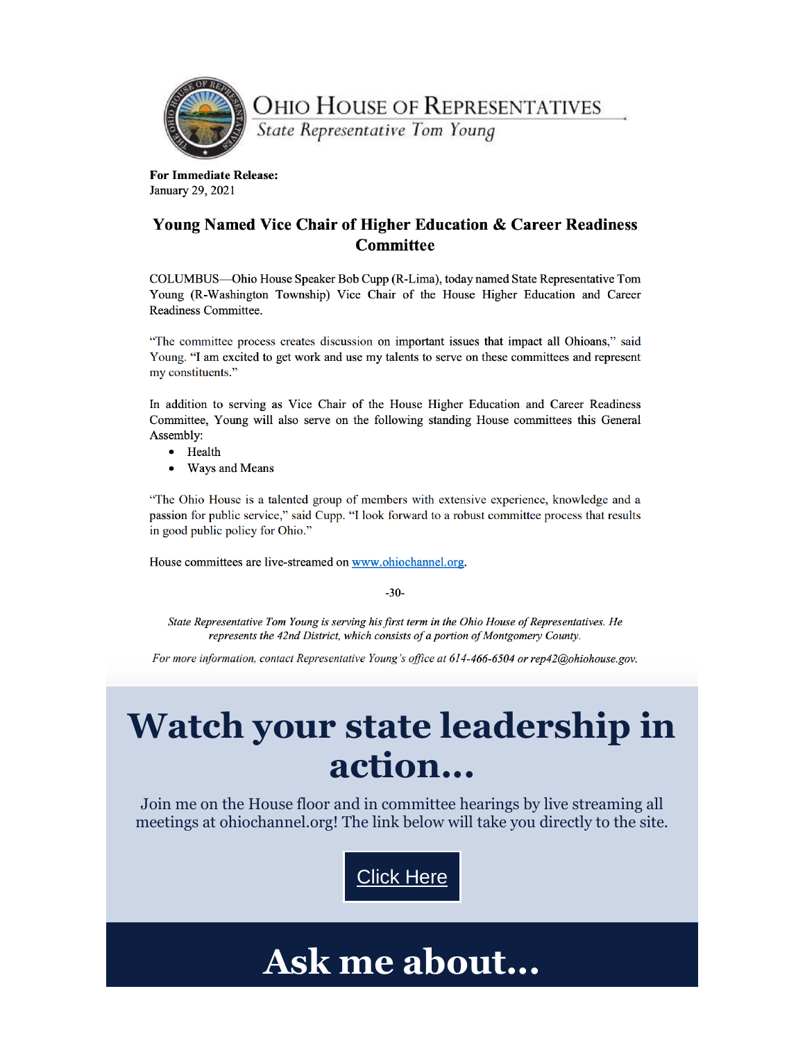# Ohio House of Representatives

*State Representative Tom Young*

**For Immediate Release:**
January 29, 2021

## Young Named Vice Chair of Higher Education & Career Readiness Committee

COLUMBUS—Ohio House Speaker Bob Cupp (R-Lima), today named State Representative Tom Young (R-Washington Township) Vice Chair of the House Higher Education and Career Readiness Committee.

"The committee process creates discussion on important issues that impact all Ohioans," said Young. "I am excited to get work and use my talents to serve on these committees and represent my constituents."

In addition to serving as Vice Chair of the House Higher Education and Career Readiness Committee, Young will also serve on the following standing House committees this General Assembly:

- Health
- Ways and Means

"The Ohio House is a talented group of members with extensive experience, knowledge and a passion for public service," said Cupp. "I look forward to a robust committee process that results in good public policy for Ohio."

House committees are live-streamed on [www.ohiochannel.org](www.ohiochannel.org).

-30-

*State Representative Tom Young is serving his first term in the Ohio House of Representatives. He represents the 42nd District, which consists of a portion of Montgomery County.*

*For more information, contact Representative Young's office at 614-466-6504 or rep42@ohiohouse.gov.*

# Watch your state leadership in action...

Join me on the House floor and in committee hearings by live streaming all meetings at ohiochannel.org! The link below will take you directly to the site.

Click Here

# Ask me about...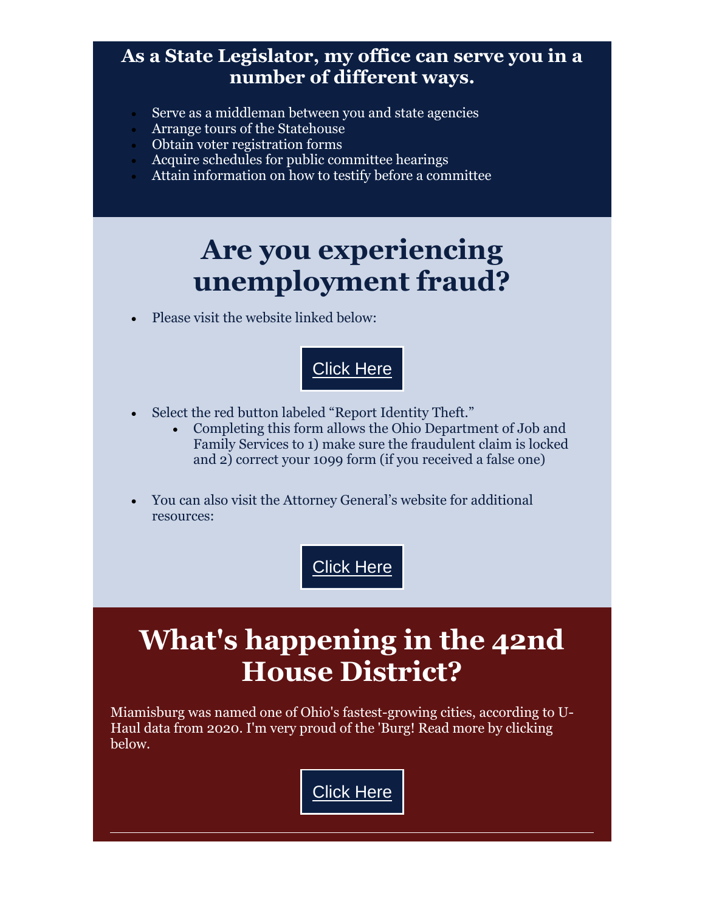**As a State Legislator, my office can serve you in a number of different ways.**

- Serve as a middleman between you and state agencies
- Arrange tours of the Statehouse
- Obtain voter registration forms
- Acquire schedules for public committee hearings
- Attain information on how to testify before a committee

# Are you experiencing unemployment fraud?

- Please visit the website linked below:

Click Here

- Select the red button labeled "Report Identity Theft."
  - Completing this form allows the Ohio Department of Job and Family Services to 1) make sure the fraudulent claim is locked and 2) correct your 1099 form (if you received a false one)

- You can also visit the Attorney General's website for additional resources:

Click Here

# What's happening in the 42nd House District?

Miamisburg was named one of Ohio's fastest-growing cities, according to U-Haul data from 2020. I'm very proud of the 'Burg! Read more by clicking below.

Click Here

---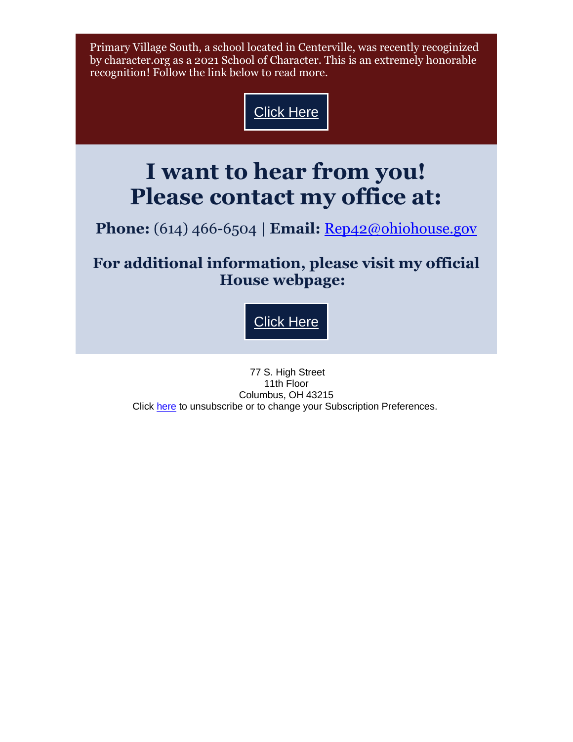Primary Village South, a school located in Centerville, was recently recoginized by character.org as a 2021 School of Character. This is an extremely honorable recognition! Follow the link below to read more.

Click Here

# I want to hear from you! Please contact my office at:

**Phone:** (614) 466-6504 | **Email:** Rep42@ohiohouse.gov

### For additional information, please visit my official House webpage:

Click Here

77 S. High Street
11th Floor
Columbus, OH 43215
Click here to unsubscribe or to change your Subscription Preferences.